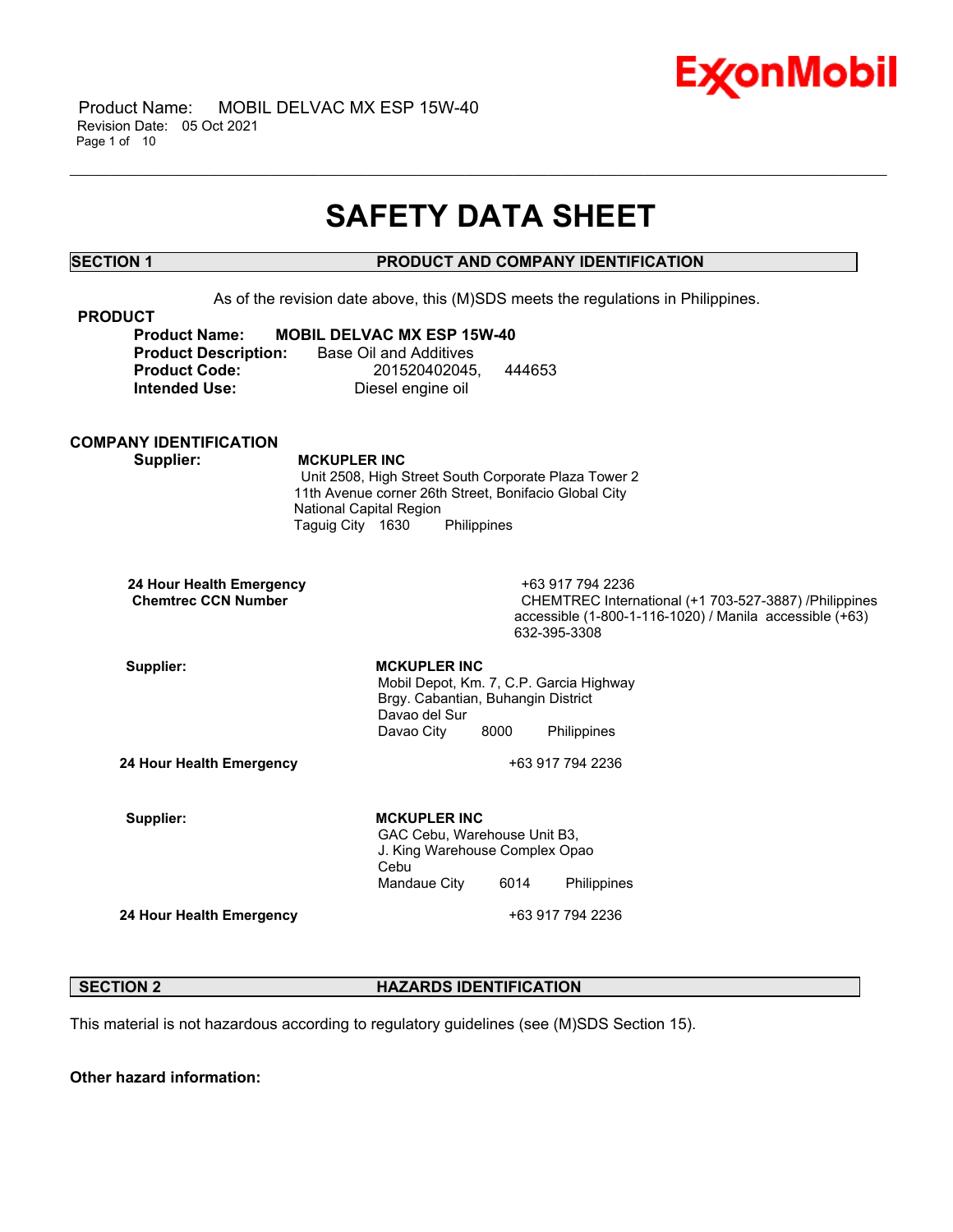# SAFETY DATA SHEET

## SECTION 1 PRODUCT AND COMPANY IDENTIFICATION

As of the revision date above, this (M)SDS meets the regulations in Philippines.

### PRODUCT

**Product Name:** **MOBIL DELVAC MX ESP 15W-40**
**Product Description:** Base Oil and Additives
**Product Code:** 201520402045, 444653
**Intended Use:** Diesel engine oil

### COMPANY IDENTIFICATION

**Supplier:** **MCKUPLER INC**
Unit 2508, High Street South Corporate Plaza Tower 2
11th Avenue corner 26th Street, Bonifacio Global City
National Capital Region
Taguig City 1630 Philippines

**24 Hour Health Emergency** +63 917 794 2236
**Chemtrec CCN Number** CHEMTREC International (+1 703-527-3887) /Philippines accessible (1-800-1-116-1020) / Manila accessible (+63) 632-395-3308

**Supplier:** **MCKUPLER INC**
Mobil Depot, Km. 7, C.P. Garcia Highway
Brgy. Cabantian, Buhangin District
Davao del Sur
Davao City 8000 Philippines

**24 Hour Health Emergency** +63 917 794 2236

**Supplier:** **MCKUPLER INC**
GAC Cebu, Warehouse Unit B3,
J. King Warehouse Complex Opao
Cebu
Mandaue City 6014 Philippines

**24 Hour Health Emergency** +63 917 794 2236

## SECTION 2 HAZARDS IDENTIFICATION

This material is not hazardous according to regulatory guidelines (see (M)SDS Section 15).

**Other hazard information:**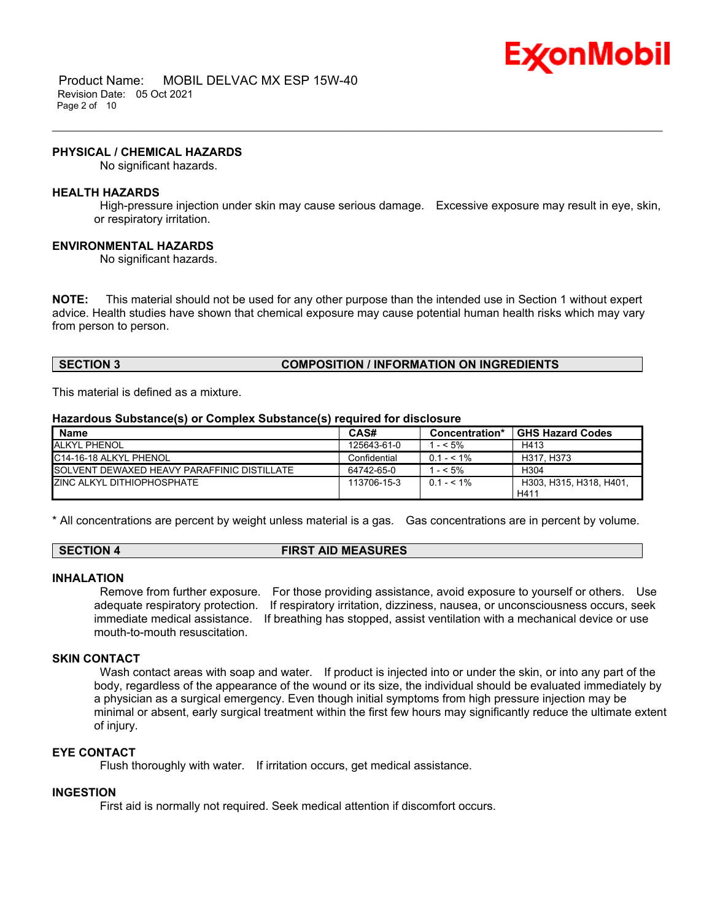**PHYSICAL / CHEMICAL HAZARDS**

No significant hazards.

**HEALTH HAZARDS**

High-pressure injection under skin may cause serious damage. Excessive exposure may result in eye, skin, or respiratory irritation.

**ENVIRONMENTAL HAZARDS**

No significant hazards.

**NOTE:** This material should not be used for any other purpose than the intended use in Section 1 without expert advice. Health studies have shown that chemical exposure may cause potential human health risks which may vary from person to person.

## SECTION 3 COMPOSITION / INFORMATION ON INGREDIENTS

This material is defined as a mixture.

**Hazardous Substance(s) or Complex Substance(s) required for disclosure**

| Name | CAS# | Concentration* | GHS Hazard Codes |
|---|---|---|---|
| ALKYL PHENOL | 125643-61-0 | 1 - < 5% | H413 |
| C14-16-18 ALKYL PHENOL | Confidential | 0.1 - < 1% | H317, H373 |
| SOLVENT DEWAXED HEAVY PARAFFINIC DISTILLATE | 64742-65-0 | 1 - < 5% | H304 |
| ZINC ALKYL DITHIOPHOSPHATE | 113706-15-3 | 0.1 - < 1% | H303, H315, H318, H401, H411 |

* All concentrations are percent by weight unless material is a gas. Gas concentrations are in percent by volume.

## SECTION 4 FIRST AID MEASURES

**INHALATION**

Remove from further exposure. For those providing assistance, avoid exposure to yourself or others. Use adequate respiratory protection. If respiratory irritation, dizziness, nausea, or unconsciousness occurs, seek immediate medical assistance. If breathing has stopped, assist ventilation with a mechanical device or use mouth-to-mouth resuscitation.

**SKIN CONTACT**

Wash contact areas with soap and water. If product is injected into or under the skin, or into any part of the body, regardless of the appearance of the wound or its size, the individual should be evaluated immediately by a physician as a surgical emergency. Even though initial symptoms from high pressure injection may be minimal or absent, early surgical treatment within the first few hours may significantly reduce the ultimate extent of injury.

**EYE CONTACT**

Flush thoroughly with water. If irritation occurs, get medical assistance.

**INGESTION**

First aid is normally not required. Seek medical attention if discomfort occurs.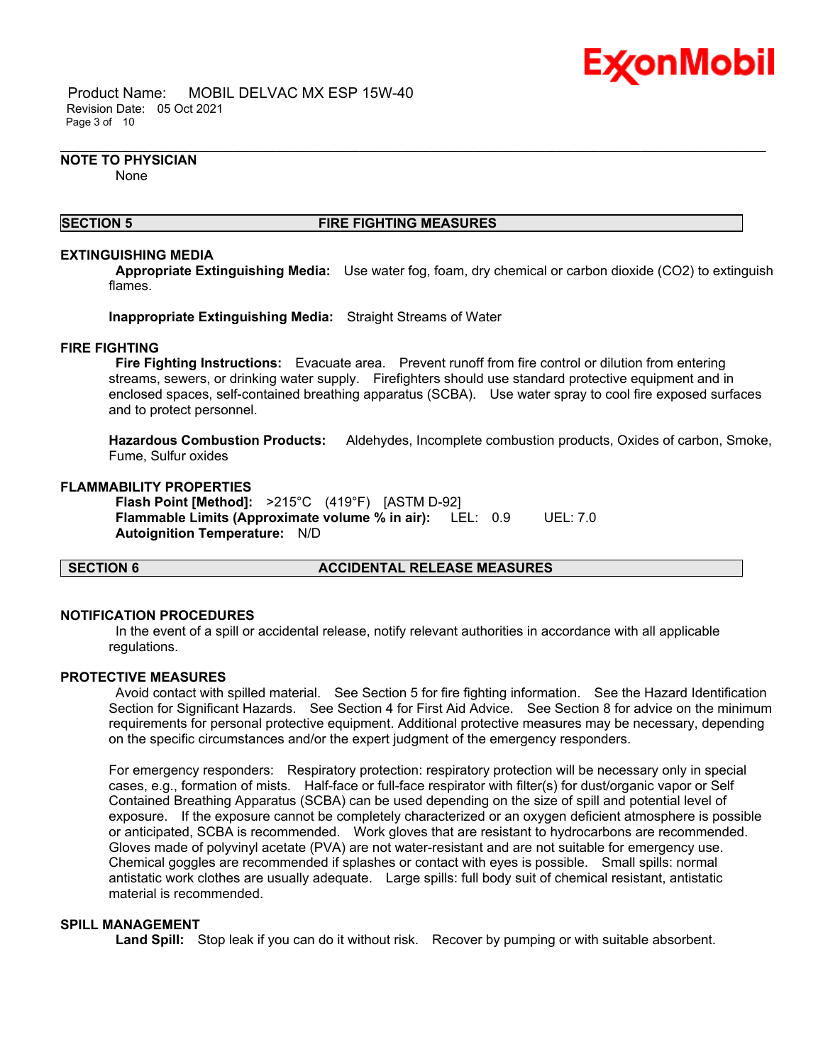**NOTE TO PHYSICIAN**

None

## SECTION 5 FIRE FIGHTING MEASURES

**EXTINGUISHING MEDIA**

**Appropriate Extinguishing Media:** Use water fog, foam, dry chemical or carbon dioxide ($CO_2$) to extinguish flames.

**Inappropriate Extinguishing Media:** Straight Streams of Water

**FIRE FIGHTING**

**Fire Fighting Instructions:** Evacuate area. Prevent runoff from fire control or dilution from entering streams, sewers, or drinking water supply. Firefighters should use standard protective equipment and in enclosed spaces, self-contained breathing apparatus (SCBA). Use water spray to cool fire exposed surfaces and to protect personnel.

**Hazardous Combustion Products:** Aldehydes, Incomplete combustion products, Oxides of carbon, Smoke, Fume, Sulfur oxides

**FLAMMABILITY PROPERTIES**

**Flash Point [Method]:** >215°C (419°F) [ASTM D-92]
**Flammable Limits (Approximate volume % in air):** LEL: 0.9 UEL: 7.0
**Autoignition Temperature:** N/D

## SECTION 6 ACCIDENTAL RELEASE MEASURES

**NOTIFICATION PROCEDURES**

In the event of a spill or accidental release, notify relevant authorities in accordance with all applicable regulations.

**PROTECTIVE MEASURES**

Avoid contact with spilled material. See Section 5 for fire fighting information. See the Hazard Identification Section for Significant Hazards. See Section 4 for First Aid Advice. See Section 8 for advice on the minimum requirements for personal protective equipment. Additional protective measures may be necessary, depending on the specific circumstances and/or the expert judgment of the emergency responders.

For emergency responders: Respiratory protection: respiratory protection will be necessary only in special cases, e.g., formation of mists. Half-face or full-face respirator with filter(s) for dust/organic vapor or Self Contained Breathing Apparatus (SCBA) can be used depending on the size of spill and potential level of exposure. If the exposure cannot be completely characterized or an oxygen deficient atmosphere is possible or anticipated, SCBA is recommended. Work gloves that are resistant to hydrocarbons are recommended. Gloves made of polyvinyl acetate (PVA) are not water-resistant and are not suitable for emergency use. Chemical goggles are recommended if splashes or contact with eyes is possible. Small spills: normal antistatic work clothes are usually adequate. Large spills: full body suit of chemical resistant, antistatic material is recommended.

**SPILL MANAGEMENT**

**Land Spill:** Stop leak if you can do it without risk. Recover by pumping or with suitable absorbent.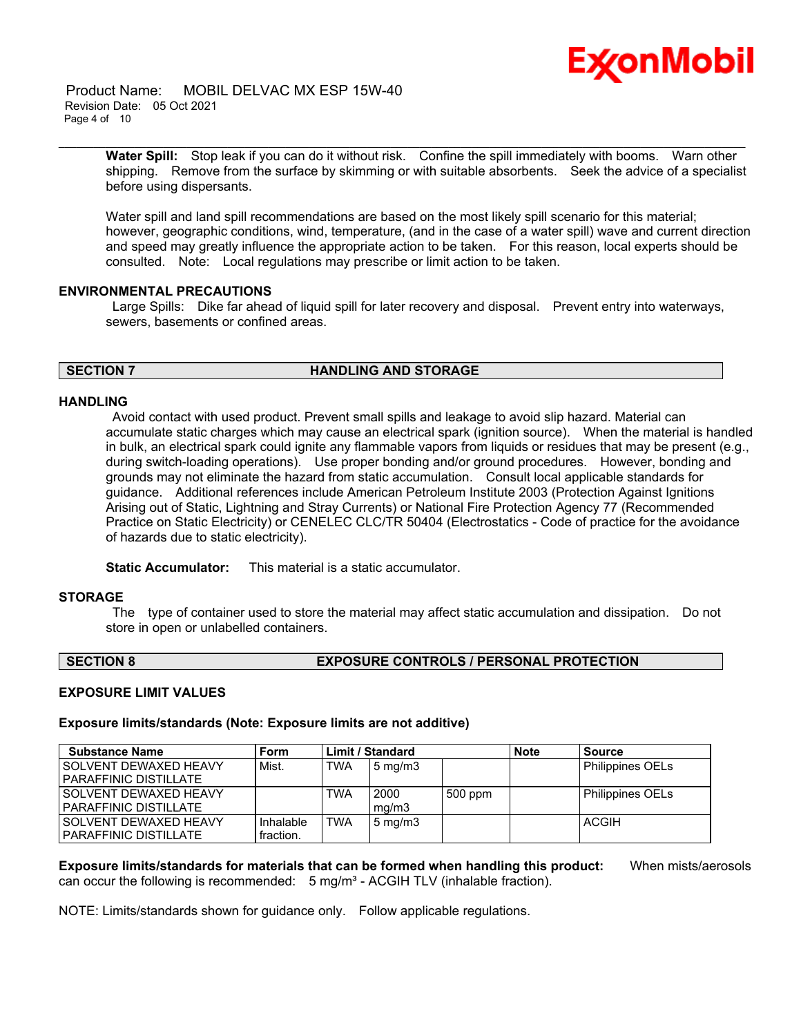**Water Spill:** Stop leak if you can do it without risk. Confine the spill immediately with booms. Warn other shipping. Remove from the surface by skimming or with suitable absorbents. Seek the advice of a specialist before using dispersants.

Water spill and land spill recommendations are based on the most likely spill scenario for this material; however, geographic conditions, wind, temperature, (and in the case of a water spill) wave and current direction and speed may greatly influence the appropriate action to be taken. For this reason, local experts should be consulted. Note: Local regulations may prescribe or limit action to be taken.

### ENVIRONMENTAL PRECAUTIONS

Large Spills: Dike far ahead of liquid spill for later recovery and disposal. Prevent entry into waterways, sewers, basements or confined areas.

## SECTION 7 HANDLING AND STORAGE

### HANDLING

Avoid contact with used product. Prevent small spills and leakage to avoid slip hazard. Material can accumulate static charges which may cause an electrical spark (ignition source). When the material is handled in bulk, an electrical spark could ignite any flammable vapors from liquids or residues that may be present (e.g., during switch-loading operations). Use proper bonding and/or ground procedures. However, bonding and grounds may not eliminate the hazard from static accumulation. Consult local applicable standards for guidance. Additional references include American Petroleum Institute 2003 (Protection Against Ignitions Arising out of Static, Lightning and Stray Currents) or National Fire Protection Agency 77 (Recommended Practice on Static Electricity) or CENELEC CLC/TR 50404 (Electrostatics - Code of practice for the avoidance of hazards due to static electricity).

**Static Accumulator:** This material is a static accumulator.

### STORAGE

The type of container used to store the material may affect static accumulation and dissipation. Do not store in open or unlabelled containers.

## SECTION 8 EXPOSURE CONTROLS / PERSONAL PROTECTION

### EXPOSURE LIMIT VALUES

**Exposure limits/standards (Note: Exposure limits are not additive)**

| Substance Name | Form | Limit / Standard | | | Note | Source |
|---|---|---|---|---|---|---|
| SOLVENT DEWAXED HEAVY PARAFFINIC DISTILLATE | Mist. | TWA | 5 mg/m3 | | | Philippines OELs |
| SOLVENT DEWAXED HEAVY PARAFFINIC DISTILLATE | | TWA | 2000 mg/m3 | 500 ppm | | Philippines OELs |
| SOLVENT DEWAXED HEAVY PARAFFINIC DISTILLATE | Inhalable fraction. | TWA | 5 mg/m3 | | | ACGIH |

**Exposure limits/standards for materials that can be formed when handling this product:** When mists/aerosols can occur the following is recommended: 5 mg/m³ - ACGIH TLV (inhalable fraction).

NOTE: Limits/standards shown for guidance only. Follow applicable regulations.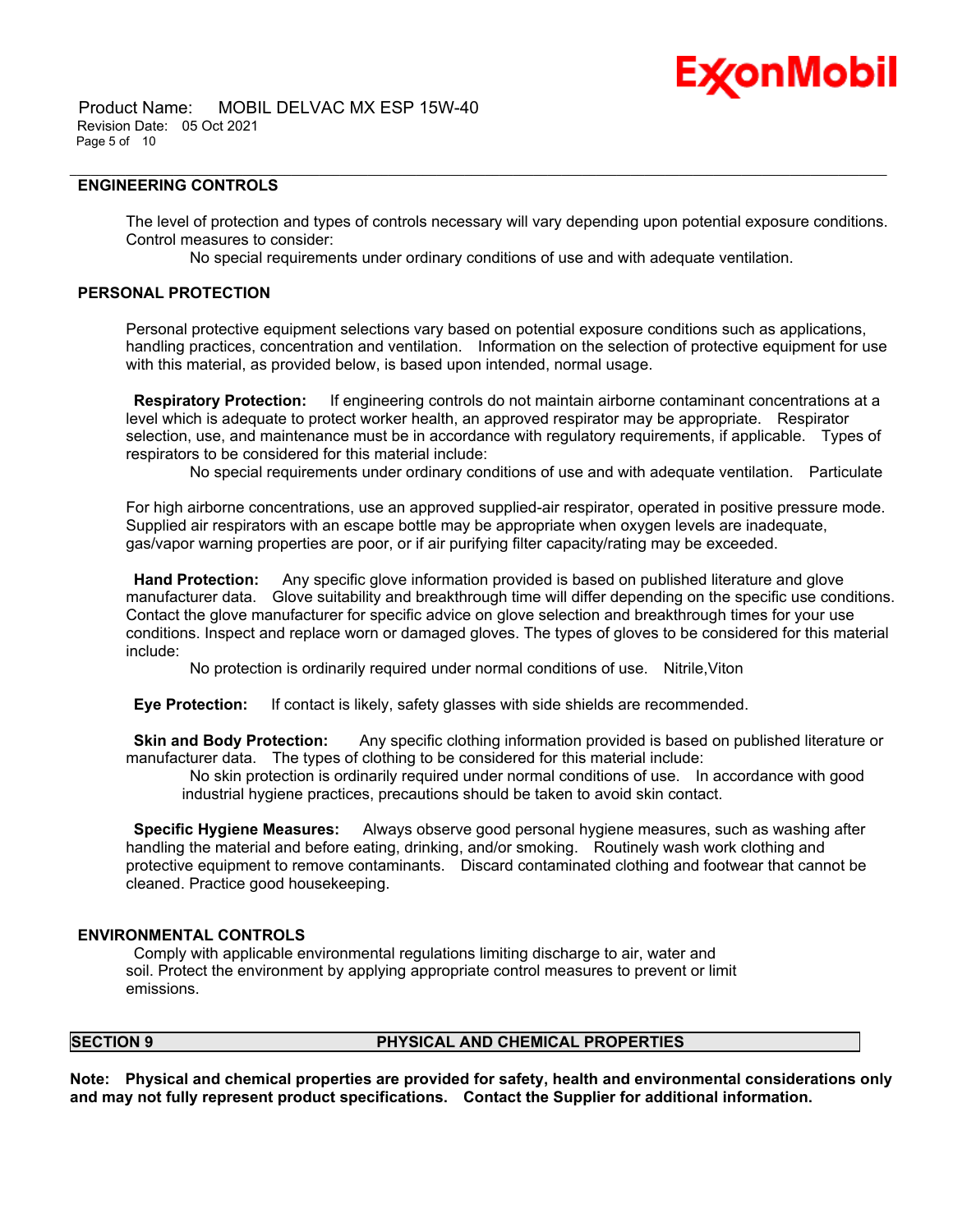### ENGINEERING CONTROLS

The level of protection and types of controls necessary will vary depending upon potential exposure conditions. Control measures to consider:

No special requirements under ordinary conditions of use and with adequate ventilation.

### PERSONAL PROTECTION

Personal protective equipment selections vary based on potential exposure conditions such as applications, handling practices, concentration and ventilation. Information on the selection of protective equipment for use with this material, as provided below, is based upon intended, normal usage.

**Respiratory Protection:** If engineering controls do not maintain airborne contaminant concentrations at a level which is adequate to protect worker health, an approved respirator may be appropriate. Respirator selection, use, and maintenance must be in accordance with regulatory requirements, if applicable. Types of respirators to be considered for this material include:

No special requirements under ordinary conditions of use and with adequate ventilation. Particulate

For high airborne concentrations, use an approved supplied-air respirator, operated in positive pressure mode. Supplied air respirators with an escape bottle may be appropriate when oxygen levels are inadequate, gas/vapor warning properties are poor, or if air purifying filter capacity/rating may be exceeded.

**Hand Protection:** Any specific glove information provided is based on published literature and glove manufacturer data. Glove suitability and breakthrough time will differ depending on the specific use conditions. Contact the glove manufacturer for specific advice on glove selection and breakthrough times for your use conditions. Inspect and replace worn or damaged gloves. The types of gloves to be considered for this material include:

No protection is ordinarily required under normal conditions of use. Nitrile,Viton

**Eye Protection:** If contact is likely, safety glasses with side shields are recommended.

**Skin and Body Protection:** Any specific clothing information provided is based on published literature or manufacturer data. The types of clothing to be considered for this material include:

No skin protection is ordinarily required under normal conditions of use. In accordance with good industrial hygiene practices, precautions should be taken to avoid skin contact.

**Specific Hygiene Measures:** Always observe good personal hygiene measures, such as washing after handling the material and before eating, drinking, and/or smoking. Routinely wash work clothing and protective equipment to remove contaminants. Discard contaminated clothing and footwear that cannot be cleaned. Practice good housekeeping.

### ENVIRONMENTAL CONTROLS

Comply with applicable environmental regulations limiting discharge to air, water and soil. Protect the environment by applying appropriate control measures to prevent or limit emissions.

## SECTION 9 PHYSICAL AND CHEMICAL PROPERTIES

**Note: Physical and chemical properties are provided for safety, health and environmental considerations only and may not fully represent product specifications. Contact the Supplier for additional information.**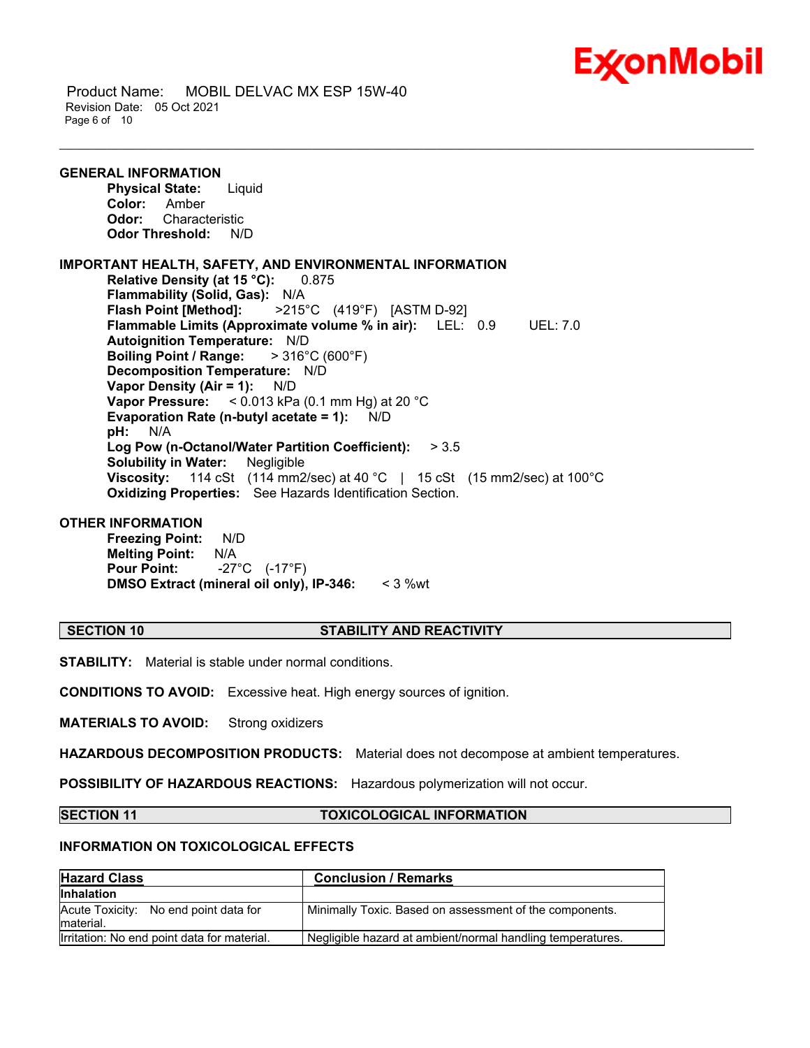### GENERAL INFORMATION

**Physical State:** Liquid
**Color:** Amber
**Odor:** Characteristic
**Odor Threshold:** N/D

### IMPORTANT HEALTH, SAFETY, AND ENVIRONMENTAL INFORMATION

**Relative Density (at 15 °C):** 0.875
**Flammability (Solid, Gas):** N/A
**Flash Point [Method]:** >215°C (419°F) [ASTM D-92]
**Flammable Limits (Approximate volume % in air):** LEL: 0.9 UEL: 7.0
**Autoignition Temperature:** N/D
**Boiling Point / Range:** > 316°C (600°F)
**Decomposition Temperature:** N/D
**Vapor Density (Air = 1):** N/D
**Vapor Pressure:** < 0.013 kPa (0.1 mm Hg) at 20 °C
**Evaporation Rate (n-butyl acetate = 1):** N/D
**pH:** N/A
**Log Pow (n-Octanol/Water Partition Coefficient):** > 3.5
**Solubility in Water:** Negligible
**Viscosity:** 114 cSt (114 mm2/sec) at 40 °C | 15 cSt (15 mm2/sec) at 100°C
**Oxidizing Properties:** See Hazards Identification Section.

### OTHER INFORMATION

**Freezing Point:** N/D
**Melting Point:** N/A
**Pour Point:** -27°C (-17°F)
**DMSO Extract (mineral oil only), IP-346:** < 3 %wt

## SECTION 10 STABILITY AND REACTIVITY

**STABILITY:** Material is stable under normal conditions.

**CONDITIONS TO AVOID:** Excessive heat. High energy sources of ignition.

**MATERIALS TO AVOID:** Strong oxidizers

**HAZARDOUS DECOMPOSITION PRODUCTS:** Material does not decompose at ambient temperatures.

**POSSIBILITY OF HAZARDOUS REACTIONS:** Hazardous polymerization will not occur.

## SECTION 11 TOXICOLOGICAL INFORMATION

### INFORMATION ON TOXICOLOGICAL EFFECTS

| Hazard Class | Conclusion / Remarks |
|---|---|
| **Inhalation** | |
| Acute Toxicity: No end point data for material. | Minimally Toxic. Based on assessment of the components. |
| Irritation: No end point data for material. | Negligible hazard at ambient/normal handling temperatures. |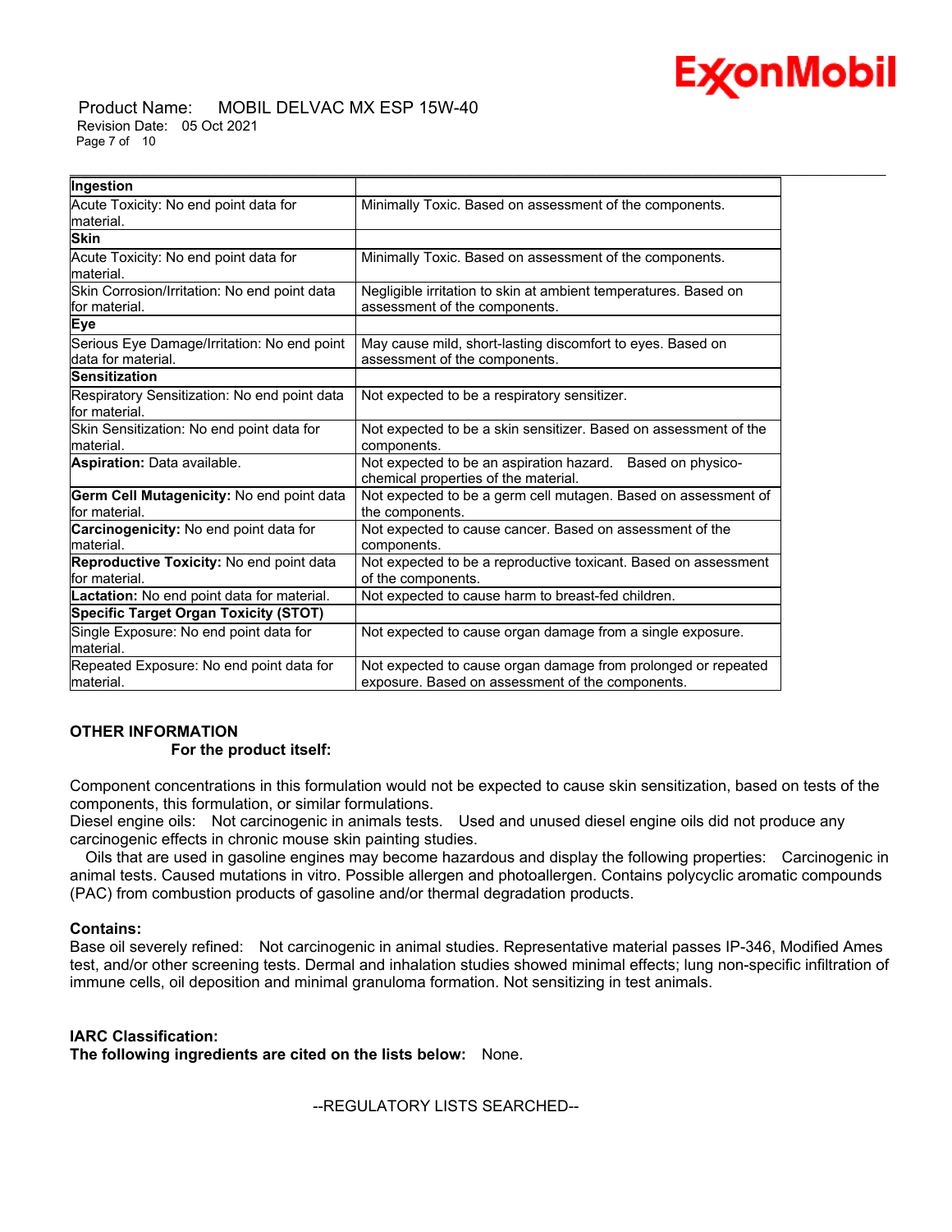| | |
|---|---|
| **Ingestion** | |
| Acute Toxicity: No end point data for material. | Minimally Toxic. Based on assessment of the components. |
| **Skin** | |
| Acute Toxicity: No end point data for material. | Minimally Toxic. Based on assessment of the components. |
| Skin Corrosion/Irritation: No end point data for material. | Negligible irritation to skin at ambient temperatures. Based on assessment of the components. |
| **Eye** | |
| Serious Eye Damage/Irritation: No end point data for material. | May cause mild, short-lasting discomfort to eyes. Based on assessment of the components. |
| **Sensitization** | |
| Respiratory Sensitization: No end point data for material. | Not expected to be a respiratory sensitizer. |
| Skin Sensitization: No end point data for material. | Not expected to be a skin sensitizer. Based on assessment of the components. |
| **Aspiration:** Data available. | Not expected to be an aspiration hazard. Based on physico-chemical properties of the material. |
| **Germ Cell Mutagenicity:** No end point data for material. | Not expected to be a germ cell mutagen. Based on assessment of the components. |
| **Carcinogenicity:** No end point data for material. | Not expected to cause cancer. Based on assessment of the components. |
| **Reproductive Toxicity:** No end point data for material. | Not expected to be a reproductive toxicant. Based on assessment of the components. |
| **Lactation:** No end point data for material. | Not expected to cause harm to breast-fed children. |
| **Specific Target Organ Toxicity (STOT)** | |
| Single Exposure: No end point data for material. | Not expected to cause organ damage from a single exposure. |
| Repeated Exposure: No end point data for material. | Not expected to cause organ damage from prolonged or repeated exposure. Based on assessment of the components. |

**OTHER INFORMATION**

**For the product itself:**

Component concentrations in this formulation would not be expected to cause skin sensitization, based on tests of the components, this formulation, or similar formulations.
Diesel engine oils: Not carcinogenic in animals tests. Used and unused diesel engine oils did not produce any carcinogenic effects in chronic mouse skin painting studies.
Oils that are used in gasoline engines may become hazardous and display the following properties: Carcinogenic in animal tests. Caused mutations in vitro. Possible allergen and photoallergen. Contains polycyclic aromatic compounds (PAC) from combustion products of gasoline and/or thermal degradation products.

**Contains:**
Base oil severely refined: Not carcinogenic in animal studies. Representative material passes IP-346, Modified Ames test, and/or other screening tests. Dermal and inhalation studies showed minimal effects; lung non-specific infiltration of immune cells, oil deposition and minimal granuloma formation. Not sensitizing in test animals.

**IARC Classification:**
**The following ingredients are cited on the lists below:** None.

--REGULATORY LISTS SEARCHED--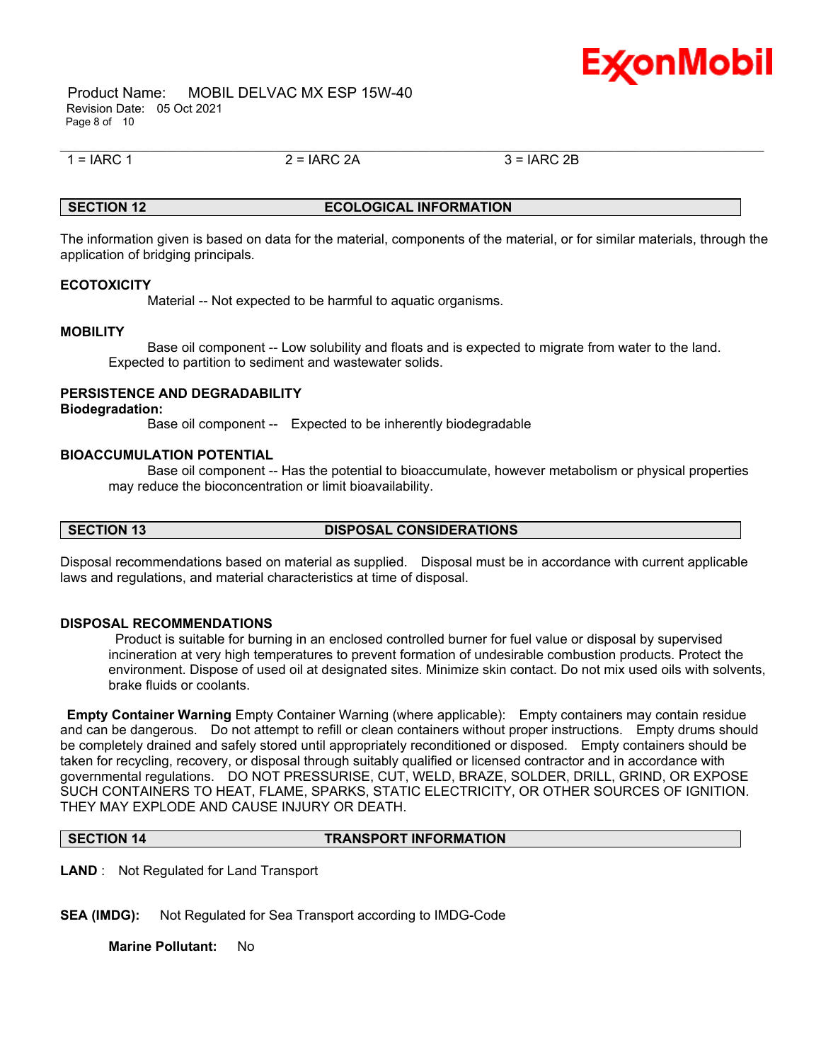1 = IARC 1 | 2 = IARC 2A | 3 = IARC 2B

## SECTION 12 ECOLOGICAL INFORMATION

The information given is based on data for the material, components of the material, or for similar materials, through the application of bridging principals.

### ECOTOXICITY

Material -- Not expected to be harmful to aquatic organisms.

### MOBILITY

Base oil component -- Low solubility and floats and is expected to migrate from water to the land. Expected to partition to sediment and wastewater solids.

### PERSISTENCE AND DEGRADABILITY

**Biodegradation:**

Base oil component -- Expected to be inherently biodegradable

### BIOACCUMULATION POTENTIAL

Base oil component -- Has the potential to bioaccumulate, however metabolism or physical properties may reduce the bioconcentration or limit bioavailability.

## SECTION 13 DISPOSAL CONSIDERATIONS

Disposal recommendations based on material as supplied. Disposal must be in accordance with current applicable laws and regulations, and material characteristics at time of disposal.

### DISPOSAL RECOMMENDATIONS

Product is suitable for burning in an enclosed controlled burner for fuel value or disposal by supervised incineration at very high temperatures to prevent formation of undesirable combustion products. Protect the environment. Dispose of used oil at designated sites. Minimize skin contact. Do not mix used oils with solvents, brake fluids or coolants.

**Empty Container Warning** Empty Container Warning (where applicable): Empty containers may contain residue and can be dangerous. Do not attempt to refill or clean containers without proper instructions. Empty drums should be completely drained and safely stored until appropriately reconditioned or disposed. Empty containers should be taken for recycling, recovery, or disposal through suitably qualified or licensed contractor and in accordance with governmental regulations. DO NOT PRESSURISE, CUT, WELD, BRAZE, SOLDER, DRILL, GRIND, OR EXPOSE SUCH CONTAINERS TO HEAT, FLAME, SPARKS, STATIC ELECTRICITY, OR OTHER SOURCES OF IGNITION. THEY MAY EXPLODE AND CAUSE INJURY OR DEATH.

## SECTION 14 TRANSPORT INFORMATION

**LAND** : Not Regulated for Land Transport

**SEA (IMDG):** Not Regulated for Sea Transport according to IMDG-Code

**Marine Pollutant:** No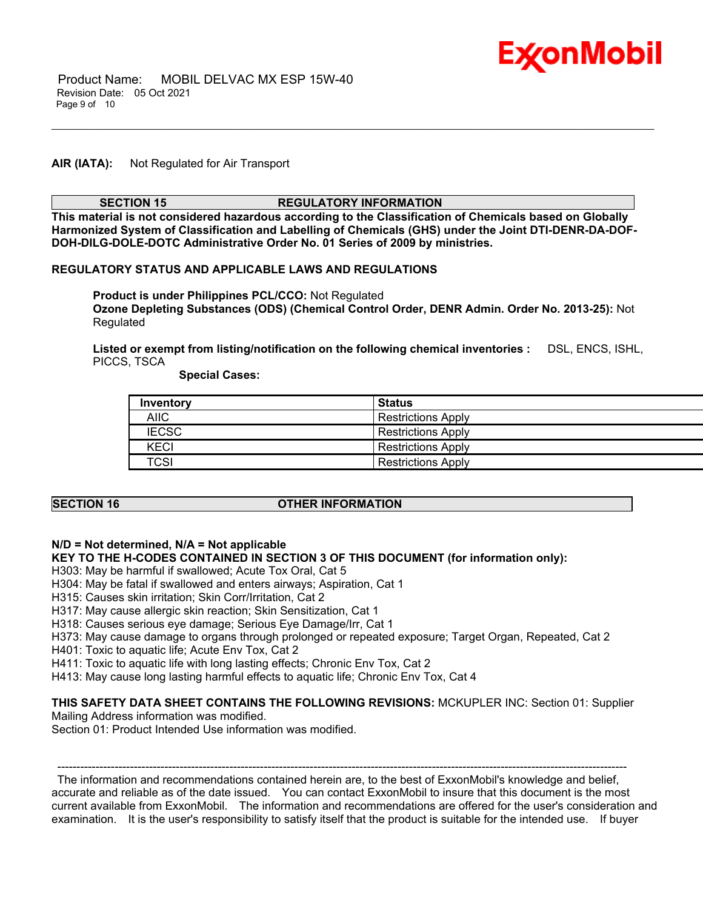**AIR (IATA):** Not Regulated for Air Transport

## SECTION 15 REGULATORY INFORMATION

**This material is not considered hazardous according to the Classification of Chemicals based on Globally Harmonized System of Classification and Labelling of Chemicals (GHS) under the Joint DTI-DENR-DA-DOF-DOH-DILG-DOLE-DOTC Administrative Order No. 01 Series of 2009 by ministries.**

**REGULATORY STATUS AND APPLICABLE LAWS AND REGULATIONS**

**Product is under Philippines PCL/CCO:** Not Regulated
**Ozone Depleting Substances (ODS) (Chemical Control Order, DENR Admin. Order No. 2013-25):** Not Regulated

**Listed or exempt from listing/notification on the following chemical inventories :** DSL, ENCS, ISHL, PICCS, TSCA

**Special Cases:**

| Inventory | Status |
|---|---|
| AIIC | Restrictions Apply |
| IECSC | Restrictions Apply |
| KECI | Restrictions Apply |
| TCSI | Restrictions Apply |

## SECTION 16 OTHER INFORMATION

**N/D = Not determined, N/A = Not applicable**

**KEY TO THE H-CODES CONTAINED IN SECTION 3 OF THIS DOCUMENT (for information only):**

H303: May be harmful if swallowed; Acute Tox Oral, Cat 5
H304: May be fatal if swallowed and enters airways; Aspiration, Cat 1
H315: Causes skin irritation; Skin Corr/Irritation, Cat 2
H317: May cause allergic skin reaction; Skin Sensitization, Cat 1
H318: Causes serious eye damage; Serious Eye Damage/Irr, Cat 1
H373: May cause damage to organs through prolonged or repeated exposure; Target Organ, Repeated, Cat 2
H401: Toxic to aquatic life; Acute Env Tox, Cat 2
H411: Toxic to aquatic life with long lasting effects; Chronic Env Tox, Cat 2
H413: May cause long lasting harmful effects to aquatic life; Chronic Env Tox, Cat 4

**THIS SAFETY DATA SHEET CONTAINS THE FOLLOWING REVISIONS:** MCKUPLER INC: Section 01: Supplier Mailing Address information was modified.
Section 01: Product Intended Use information was modified.

---

The information and recommendations contained herein are, to the best of ExxonMobil's knowledge and belief, accurate and reliable as of the date issued. You can contact ExxonMobil to insure that this document is the most current available from ExxonMobil. The information and recommendations are offered for the user's consideration and examination. It is the user's responsibility to satisfy itself that the product is suitable for the intended use. If buyer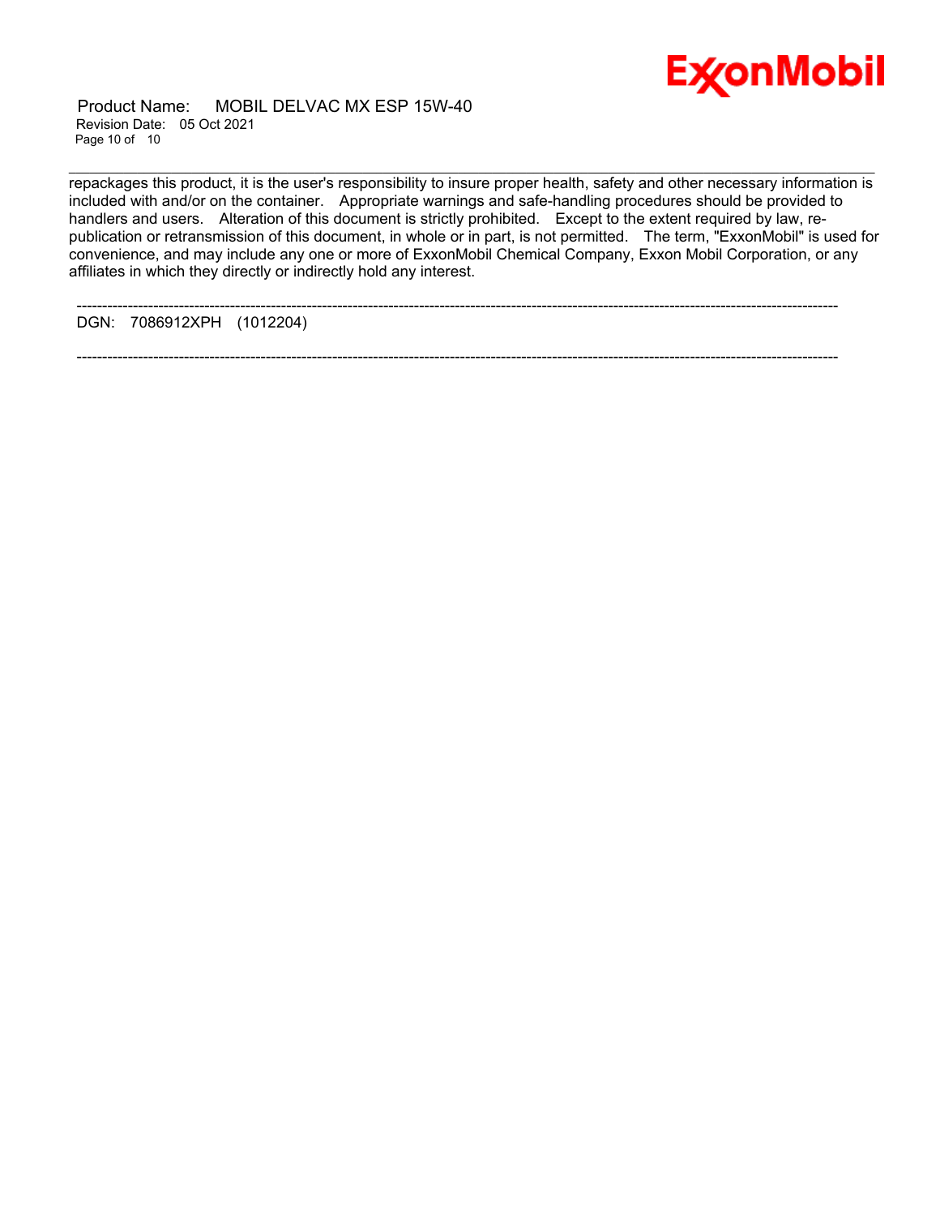repackages this product, it is the user's responsibility to insure proper health, safety and other necessary information is included with and/or on the container. Appropriate warnings and safe-handling procedures should be provided to handlers and users. Alteration of this document is strictly prohibited. Except to the extent required by law, re-publication or retransmission of this document, in whole or in part, is not permitted. The term, "ExxonMobil" is used for convenience, and may include any one or more of ExxonMobil Chemical Company, Exxon Mobil Corporation, or any affiliates in which they directly or indirectly hold any interest.

---

DGN: 7086912XPH (1012204)

---